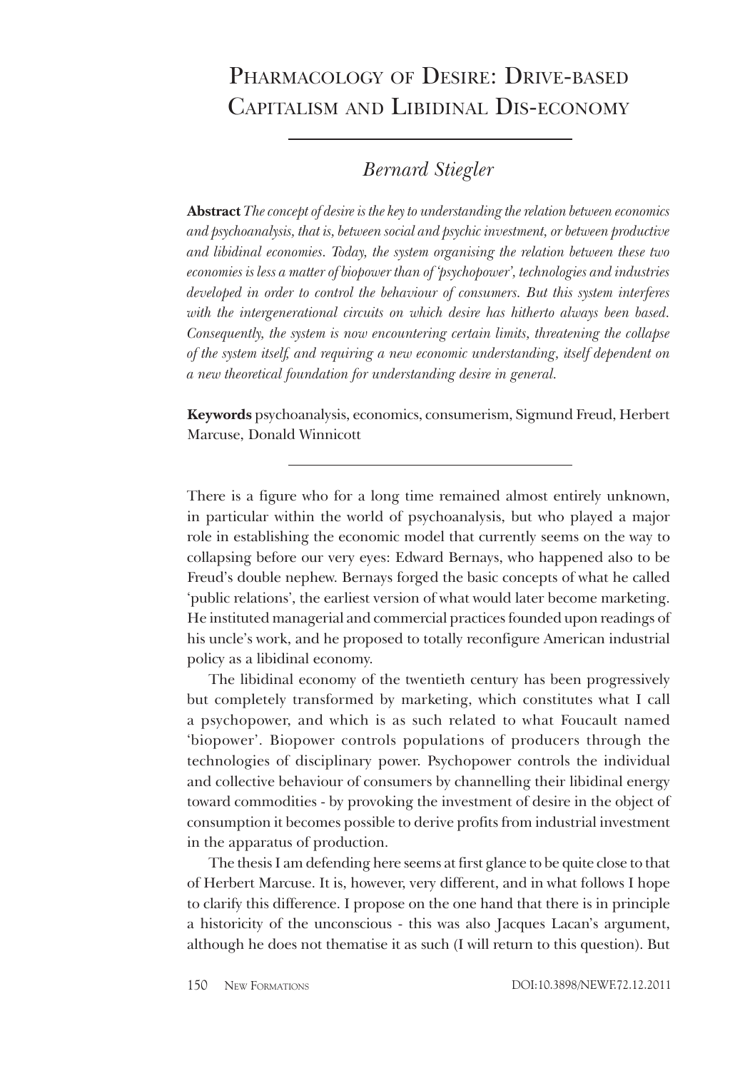# Pharmacology of Desire: Drive-based Capitalism and Libidinal Dis-economy

*Bernard Stiegler*

**Abstract** *The concept of desire is the key to understanding the relation between economics and psychoanalysis, that is, between social and psychic investment, or between productive and libidinal economies. Today, the system organising the relation between these two economies is less a matter of biopower than of 'psychopower', technologies and industries developed in order to control the behaviour of consumers. But this system interferes with the intergenerational circuits on which desire has hitherto always been based. Consequently, the system is now encountering certain limits, threatening the collapse of the system itself, and requiring a new economic understanding, itself dependent on a new theoretical foundation for understanding desire in general.*

**Keywords** psychoanalysis, economics, consumerism, Sigmund Freud, Herbert Marcuse, Donald Winnicott

---

There is a figure who for a long time remained almost entirely unknown, in particular within the world of psychoanalysis, but who played a major role in establishing the economic model that currently seems on the way to collapsing before our very eyes: Edward Bernays, who happened also to be Freud's double nephew. Bernays forged the basic concepts of what he called 'public relations', the earliest version of what would later become marketing. He instituted managerial and commercial practices founded upon readings of his uncle's work, and he proposed to totally reconfigure American industrial policy as a libidinal economy.

The libidinal economy of the twentieth century has been progressively but completely transformed by marketing, which constitutes what I call a psychopower, and which is as such related to what Foucault named 'biopower'. Biopower controls populations of producers through the technologies of disciplinary power. Psychopower controls the individual and collective behaviour of consumers by channelling their libidinal energy toward commodities - by provoking the investment of desire in the object of consumption it becomes possible to derive profits from industrial investment in the apparatus of production.

The thesis I am defending here seems at first glance to be quite close to that of Herbert Marcuse. It is, however, very different, and in what follows I hope to clarify this difference. I propose on the one hand that there is in principle a historicity of the unconscious - this was also Jacques Lacan's argument, although he does not thematise it as such (I will return to this question). But

DOI:10.3898/NEWF.72.12.2011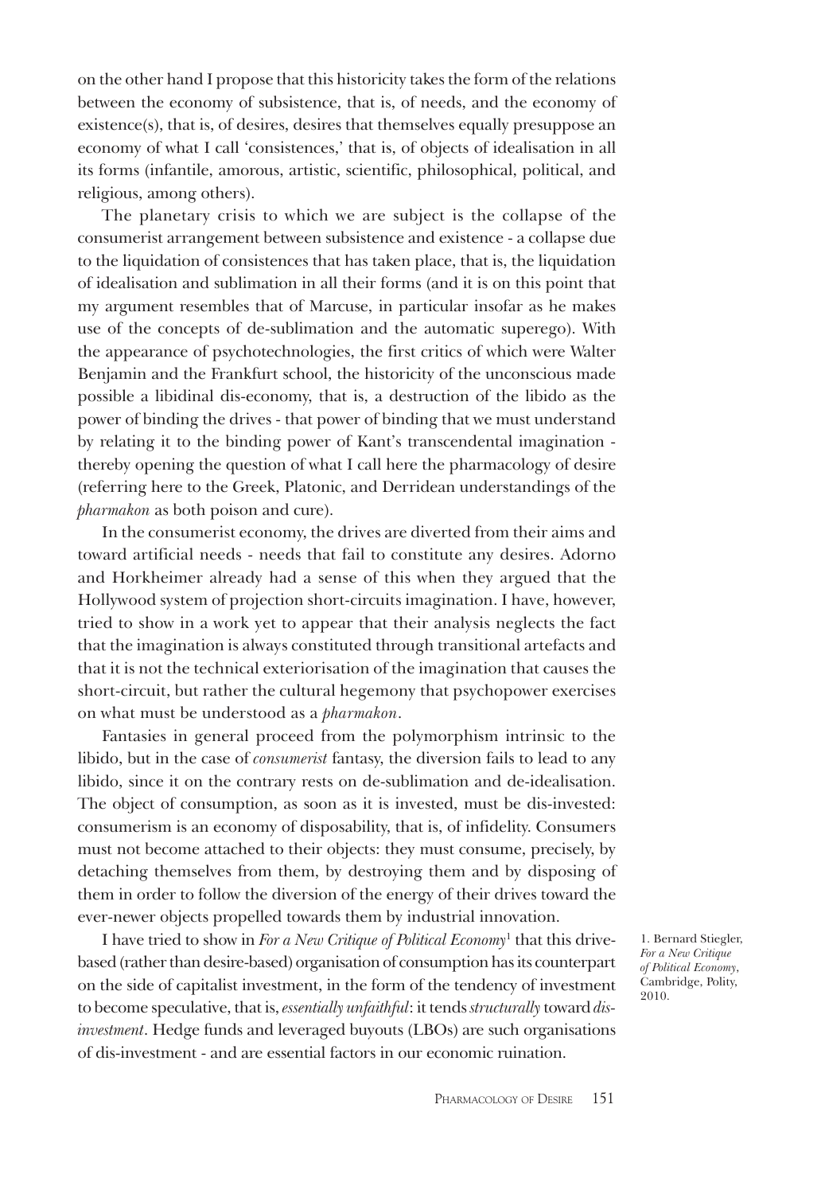on the other hand I propose that this historicity takes the form of the relations between the economy of subsistence, that is, of needs, and the economy of existence(s), that is, of desires, desires that themselves equally presuppose an economy of what I call 'consistences,' that is, of objects of idealisation in all its forms (infantile, amorous, artistic, scientific, philosophical, political, and religious, among others).

The planetary crisis to which we are subject is the collapse of the consumerist arrangement between subsistence and existence - a collapse due to the liquidation of consistences that has taken place, that is, the liquidation of idealisation and sublimation in all their forms (and it is on this point that my argument resembles that of Marcuse, in particular insofar as he makes use of the concepts of de-sublimation and the automatic superego). With the appearance of psychotechnologies, the first critics of which were Walter Benjamin and the Frankfurt school, the historicity of the unconscious made possible a libidinal dis-economy, that is, a destruction of the libido as the power of binding the drives - that power of binding that we must understand by relating it to the binding power of Kant's transcendental imagination - thereby opening the question of what I call here the pharmacology of desire (referring here to the Greek, Platonic, and Derridean understandings of the *pharmakon* as both poison and cure).

In the consumerist economy, the drives are diverted from their aims and toward artificial needs - needs that fail to constitute any desires. Adorno and Horkheimer already had a sense of this when they argued that the Hollywood system of projection short-circuits imagination. I have, however, tried to show in a work yet to appear that their analysis neglects the fact that the imagination is always constituted through transitional artefacts and that it is not the technical exteriorisation of the imagination that causes the short-circuit, but rather the cultural hegemony that psychopower exercises on what must be understood as a *pharmakon*.

Fantasies in general proceed from the polymorphism intrinsic to the libido, but in the case of *consumerist* fantasy, the diversion fails to lead to any libido, since it on the contrary rests on de-sublimation and de-idealisation. The object of consumption, as soon as it is invested, must be dis-invested: consumerism is an economy of disposability, that is, of infidelity. Consumers must not become attached to their objects: they must consume, precisely, by detaching themselves from them, by destroying them and by disposing of them in order to follow the diversion of the energy of their drives toward the ever-newer objects propelled towards them by industrial innovation.

I have tried to show in *For a New Critique of Political Economy*[1] that this drive-based (rather than desire-based) organisation of consumption has its counterpart on the side of capitalist investment, in the form of the tendency of investment to become speculative, that is, *essentially unfaithful*: it tends *structurally* toward *dis-investment*. Hedge funds and leveraged buyouts (LBOs) are such organisations of dis-investment - and are essential factors in our economic ruination.

1. Bernard Stiegler, *For a New Critique of Political Economy*, Cambridge, Polity, 2010.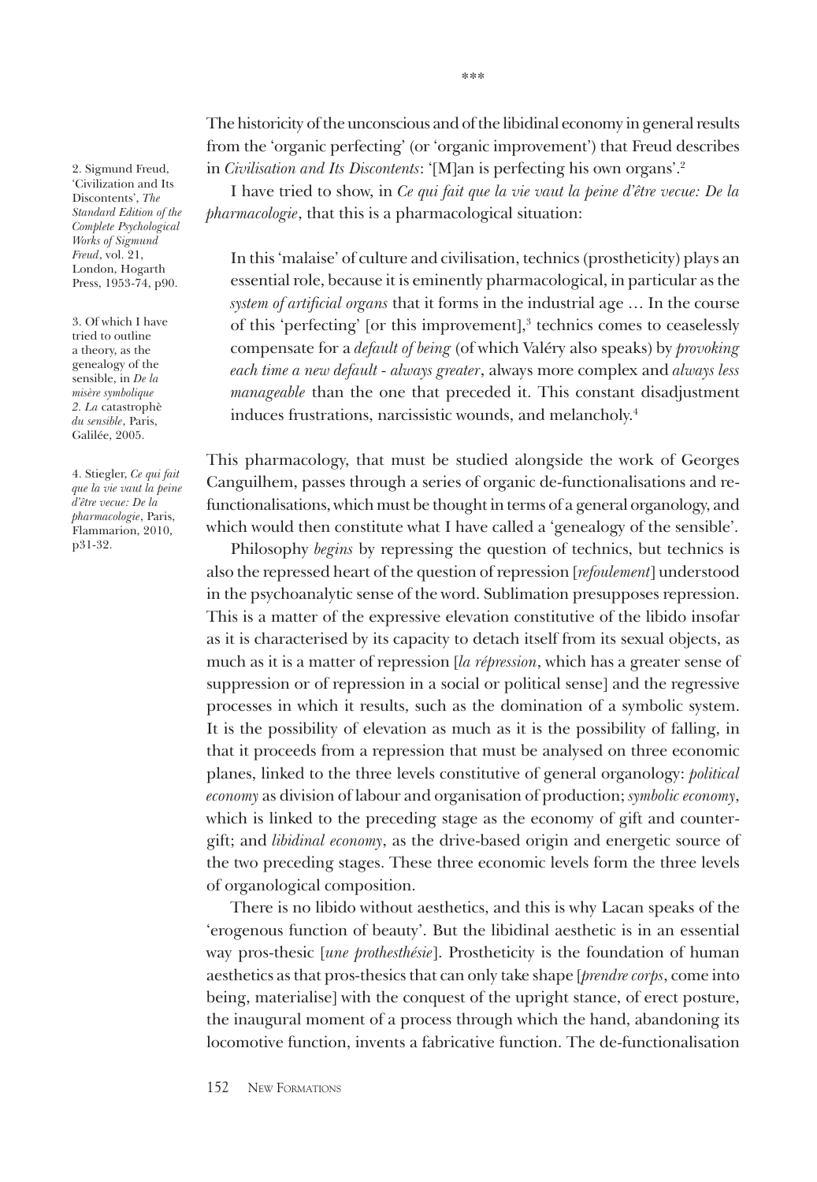\*\*\*

The historicity of the unconscious and of the libidinal economy in general results from the 'organic perfecting' (or 'organic improvement') that Freud describes in *Civilisation and Its Discontents*: '[M]an is perfecting his own organs'.[2]

I have tried to show, in *Ce qui fait que la vie vaut la peine d'être vecue: De la pharmacologie*, that this is a pharmacological situation:

> In this 'malaise' of culture and civilisation, technics (prostheticity) plays an essential role, because it is eminently pharmacological, in particular as the *system of artificial organs* that it forms in the industrial age … In the course of this 'perfecting' [or this improvement],[3] technics comes to ceaselessly compensate for a *default of being* (of which Valéry also speaks) by *provoking each time a new default - always greater*, always more complex and *always less manageable* than the one that preceded it. This constant disadjustment induces frustrations, narcissistic wounds, and melancholy.[4]

This pharmacology, that must be studied alongside the work of Georges Canguilhem, passes through a series of organic de-functionalisations and re-functionalisations, which must be thought in terms of a general organology, and which would then constitute what I have called a 'genealogy of the sensible'.

Philosophy *begins* by repressing the question of technics, but technics is also the repressed heart of the question of repression [*refoulement*] understood in the psychoanalytic sense of the word. Sublimation presupposes repression. This is a matter of the expressive elevation constitutive of the libido insofar as it is characterised by its capacity to detach itself from its sexual objects, as much as it is a matter of repression [*la répression*, which has a greater sense of suppression or of repression in a social or political sense] and the regressive processes in which it results, such as the domination of a symbolic system. It is the possibility of elevation as much as it is the possibility of falling, in that it proceeds from a repression that must be analysed on three economic planes, linked to the three levels constitutive of general organology: *political economy* as division of labour and organisation of production; *symbolic economy*, which is linked to the preceding stage as the economy of gift and counter-gift; and *libidinal economy*, as the drive-based origin and energetic source of the two preceding stages. These three economic levels form the three levels of organological composition.

There is no libido without aesthetics, and this is why Lacan speaks of the 'erogenous function of beauty'. But the libidinal aesthetic is in an essential way pros-thesic [*une prothesthésie*]. Prostheticity is the foundation of human aesthetics as that pros-thesics that can only take shape [*prendre corps*, come into being, materialise] with the conquest of the upright stance, of erect posture, the inaugural moment of a process through which the hand, abandoning its locomotive function, invents a fabricative function. The de-functionalisation

2. Sigmund Freud, 'Civilization and Its Discontents', *The Standard Edition of the Complete Psychological Works of Sigmund Freud*, vol. 21, London, Hogarth Press, 1953-74, p90.

3. Of which I have tried to outline a theory, as the genealogy of the sensible, in *De la misère symbolique 2. La* catastrophè *du sensible*, Paris, Galilée, 2005.

4. Stiegler, *Ce qui fait que la vie vaut la peine d'être vecue: De la pharmacologie*, Paris, Flammarion, 2010, p31-32.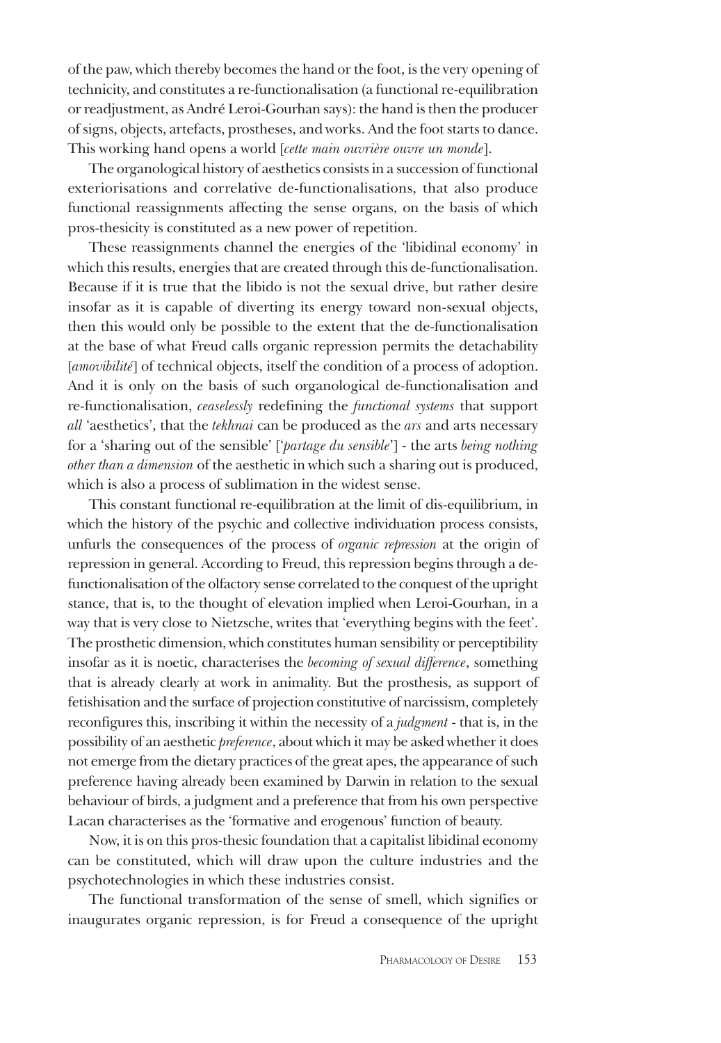of the paw, which thereby becomes the hand or the foot, is the very opening of technicity, and constitutes a re-functionalisation (a functional re-equilibration or readjustment, as André Leroi-Gourhan says): the hand is then the producer of signs, objects, artefacts, prostheses, and works. And the foot starts to dance. This working hand opens a world [*cette main ouvrière ouvre un monde*].

The organological history of aesthetics consists in a succession of functional exteriorisations and correlative de-functionalisations, that also produce functional reassignments affecting the sense organs, on the basis of which pros-thesicity is constituted as a new power of repetition.

These reassignments channel the energies of the 'libidinal economy' in which this results, energies that are created through this de-functionalisation. Because if it is true that the libido is not the sexual drive, but rather desire insofar as it is capable of diverting its energy toward non-sexual objects, then this would only be possible to the extent that the de-functionalisation at the base of what Freud calls organic repression permits the detachability [*amovibilité*] of technical objects, itself the condition of a process of adoption. And it is only on the basis of such organological de-functionalisation and re-functionalisation, *ceaselessly* redefining the *functional systems* that support *all* 'aesthetics', that the *tekhnai* can be produced as the *ars* and arts necessary for a 'sharing out of the sensible' ['*partage du sensible*'] - the arts *being nothing other than a dimension* of the aesthetic in which such a sharing out is produced, which is also a process of sublimation in the widest sense.

This constant functional re-equilibration at the limit of dis-equilibrium, in which the history of the psychic and collective individuation process consists, unfurls the consequences of the process of *organic repression* at the origin of repression in general. According to Freud, this repression begins through a de-functionalisation of the olfactory sense correlated to the conquest of the upright stance, that is, to the thought of elevation implied when Leroi-Gourhan, in a way that is very close to Nietzsche, writes that 'everything begins with the feet'. The prosthetic dimension, which constitutes human sensibility or perceptibility insofar as it is noetic, characterises the *becoming of sexual difference*, something that is already clearly at work in animality. But the prosthesis, as support of fetishisation and the surface of projection constitutive of narcissism, completely reconfigures this, inscribing it within the necessity of a *judgment* - that is, in the possibility of an aesthetic *preference*, about which it may be asked whether it does not emerge from the dietary practices of the great apes, the appearance of such preference having already been examined by Darwin in relation to the sexual behaviour of birds, a judgment and a preference that from his own perspective Lacan characterises as the 'formative and erogenous' function of beauty.

Now, it is on this pros-thesic foundation that a capitalist libidinal economy can be constituted, which will draw upon the culture industries and the psychotechnologies in which these industries consist.

The functional transformation of the sense of smell, which signifies or inaugurates organic repression, is for Freud a consequence of the upright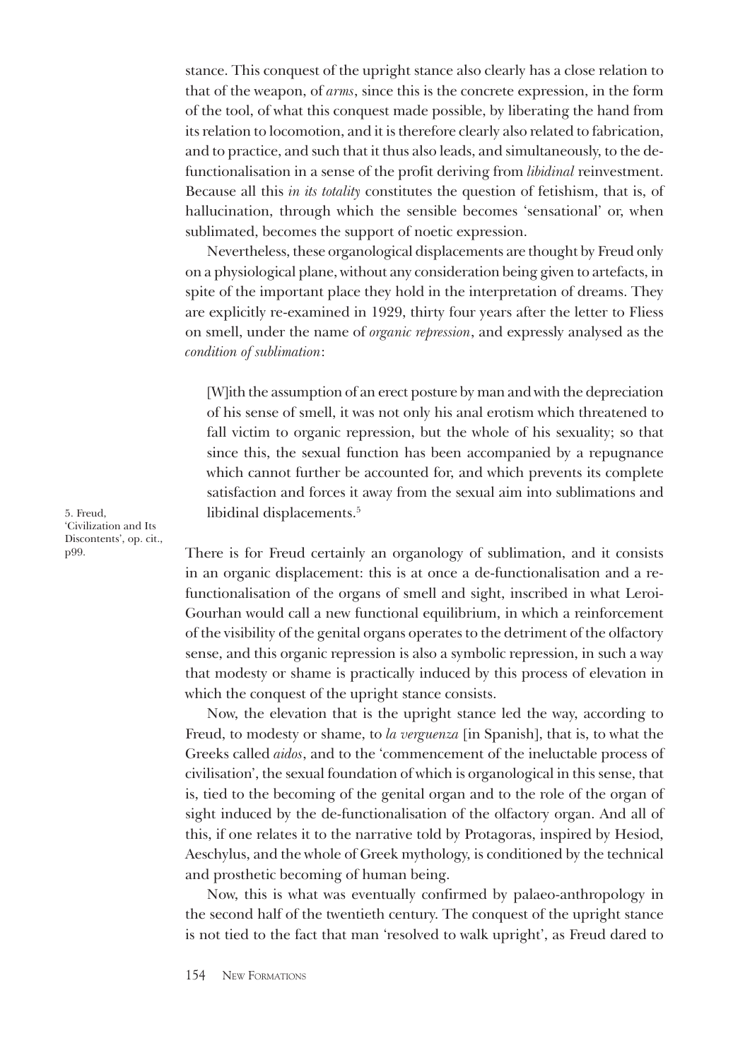stance. This conquest of the upright stance also clearly has a close relation to that of the weapon, of *arms*, since this is the concrete expression, in the form of the tool, of what this conquest made possible, by liberating the hand from its relation to locomotion, and it is therefore clearly also related to fabrication, and to practice, and such that it thus also leads, and simultaneously, to the de-functionalisation in a sense of the profit deriving from *libidinal* reinvestment. Because all this *in its totality* constitutes the question of fetishism, that is, of hallucination, through which the sensible becomes 'sensational' or, when sublimated, becomes the support of noetic expression.

Nevertheless, these organological displacements are thought by Freud only on a physiological plane, without any consideration being given to artefacts, in spite of the important place they hold in the interpretation of dreams. They are explicitly re-examined in 1929, thirty four years after the letter to Fliess on smell, under the name of *organic repression*, and expressly analysed as the *condition of sublimation*:

> [W]ith the assumption of an erect posture by man and with the depreciation of his sense of smell, it was not only his anal erotism which threatened to fall victim to organic repression, but the whole of his sexuality; so that since this, the sexual function has been accompanied by a repugnance which cannot further be accounted for, and which prevents its complete satisfaction and forces it away from the sexual aim into sublimations and libidinal displacements.[5]

There is for Freud certainly an organology of sublimation, and it consists in an organic displacement: this is at once a de-functionalisation and a re-functionalisation of the organs of smell and sight, inscribed in what Leroi-Gourhan would call a new functional equilibrium, in which a reinforcement of the visibility of the genital organs operates to the detriment of the olfactory sense, and this organic repression is also a symbolic repression, in such a way that modesty or shame is practically induced by this process of elevation in which the conquest of the upright stance consists.

Now, the elevation that is the upright stance led the way, according to Freud, to modesty or shame, to *la verguenza* [in Spanish], that is, to what the Greeks called *aidos*, and to the 'commencement of the ineluctable process of civilisation', the sexual foundation of which is organological in this sense, that is, tied to the becoming of the genital organ and to the role of the organ of sight induced by the de-functionalisation of the olfactory organ. And all of this, if one relates it to the narrative told by Protagoras, inspired by Hesiod, Aeschylus, and the whole of Greek mythology, is conditioned by the technical and prosthetic becoming of human being.

Now, this is what was eventually confirmed by palaeo-anthropology in the second half of the twentieth century. The conquest of the upright stance is not tied to the fact that man 'resolved to walk upright', as Freud dared to

5. Freud, 'Civilization and Its Discontents', op. cit., p99.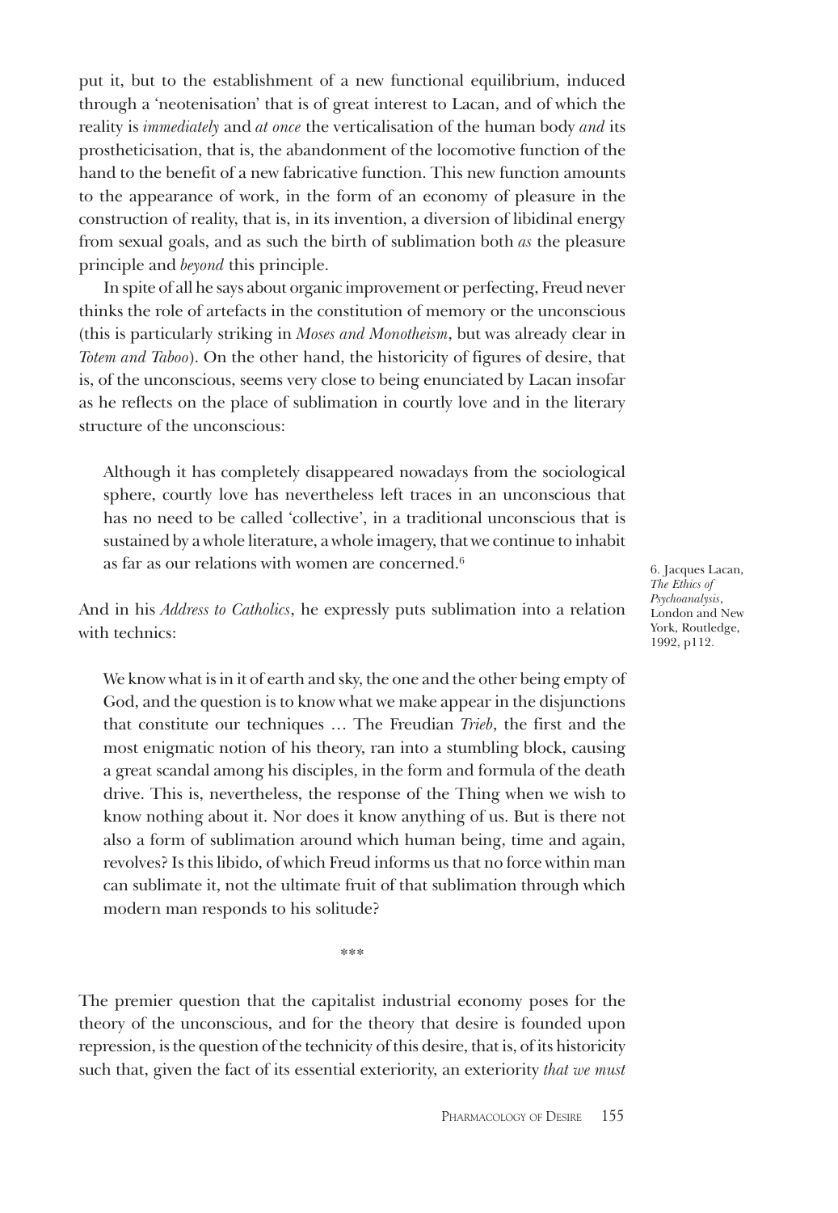put it, but to the establishment of a new functional equilibrium, induced through a 'neotenisation' that is of great interest to Lacan, and of which the reality is *immediately* and *at once* the verticalisation of the human body *and* its prostheticisation, that is, the abandonment of the locomotive function of the hand to the benefit of a new fabricative function. This new function amounts to the appearance of work, in the form of an economy of pleasure in the construction of reality, that is, in its invention, a diversion of libidinal energy from sexual goals, and as such the birth of sublimation both *as* the pleasure principle and *beyond* this principle.

In spite of all he says about organic improvement or perfecting, Freud never thinks the role of artefacts in the constitution of memory or the unconscious (this is particularly striking in *Moses and Monotheism*, but was already clear in *Totem and Taboo*). On the other hand, the historicity of figures of desire, that is, of the unconscious, seems very close to being enunciated by Lacan insofar as he reflects on the place of sublimation in courtly love and in the literary structure of the unconscious:

> Although it has completely disappeared nowadays from the sociological sphere, courtly love has nevertheless left traces in an unconscious that has no need to be called 'collective', in a traditional unconscious that is sustained by a whole literature, a whole imagery, that we continue to inhabit as far as our relations with women are concerned.[6]

And in his *Address to Catholics*, he expressly puts sublimation into a relation with technics:

> We know what is in it of earth and sky, the one and the other being empty of God, and the question is to know what we make appear in the disjunctions that constitute our techniques ... The Freudian *Trieb*, the first and the most enigmatic notion of his theory, ran into a stumbling block, causing a great scandal among his disciples, in the form and formula of the death drive. This is, nevertheless, the response of the Thing when we wish to know nothing about it. Nor does it know anything of us. But is there not also a form of sublimation around which human being, time and again, revolves? Is this libido, of which Freud informs us that no force within man can sublimate it, not the ultimate fruit of that sublimation through which modern man responds to his solitude?

\*\*\*

The premier question that the capitalist industrial economy poses for the theory of the unconscious, and for the theory that desire is founded upon repression, is the question of the technicity of this desire, that is, of its historicity such that, given the fact of its essential exteriority, an exteriority *that we must*

6. Jacques Lacan, *The Ethics of Psychoanalysis*, London and New York, Routledge, 1992, p112.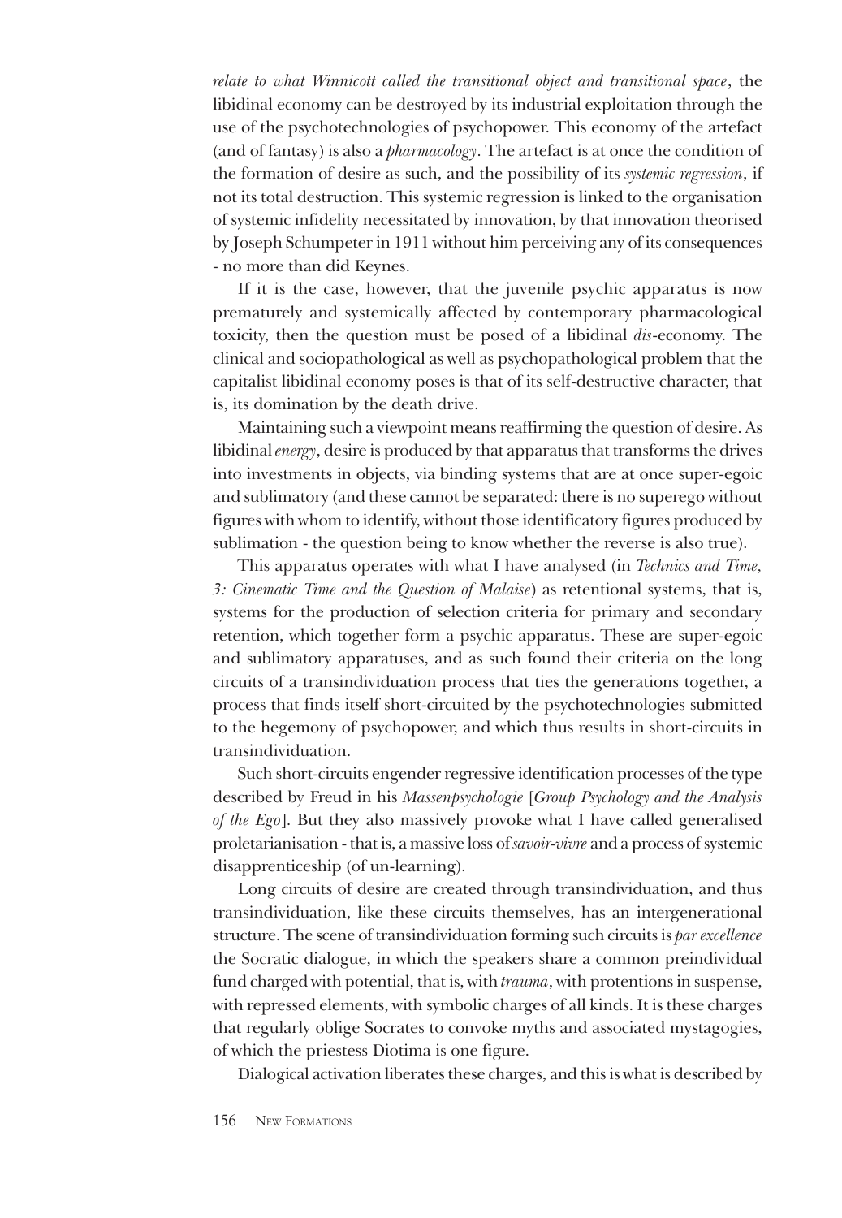*relate to what Winnicott called the transitional object and transitional space*, the libidinal economy can be destroyed by its industrial exploitation through the use of the psychotechnologies of psychopower. This economy of the artefact (and of fantasy) is also a *pharmacology*. The artefact is at once the condition of the formation of desire as such, and the possibility of its *systemic regression*, if not its total destruction. This systemic regression is linked to the organisation of systemic infidelity necessitated by innovation, by that innovation theorised by Joseph Schumpeter in 1911 without him perceiving any of its consequences - no more than did Keynes.

If it is the case, however, that the juvenile psychic apparatus is now prematurely and systemically affected by contemporary pharmacological toxicity, then the question must be posed of a libidinal *dis*-economy. The clinical and sociopathological as well as psychopathological problem that the capitalist libidinal economy poses is that of its self-destructive character, that is, its domination by the death drive.

Maintaining such a viewpoint means reaffirming the question of desire. As libidinal *energy*, desire is produced by that apparatus that transforms the drives into investments in objects, via binding systems that are at once super-egoic and sublimatory (and these cannot be separated: there is no superego without figures with whom to identify, without those identificatory figures produced by sublimation - the question being to know whether the reverse is also true).

This apparatus operates with what I have analysed (in *Technics and Time, 3: Cinematic Time and the Question of Malaise*) as retentional systems, that is, systems for the production of selection criteria for primary and secondary retention, which together form a psychic apparatus. These are super-egoic and sublimatory apparatuses, and as such found their criteria on the long circuits of a transindividuation process that ties the generations together, a process that finds itself short-circuited by the psychotechnologies submitted to the hegemony of psychopower, and which thus results in short-circuits in transindividuation.

Such short-circuits engender regressive identification processes of the type described by Freud in his *Massenpsychologie* [*Group Psychology and the Analysis of the Ego*]. But they also massively provoke what I have called generalised proletarianisation - that is, a massive loss of *savoir-vivre* and a process of systemic disapprenticeship (of un-learning).

Long circuits of desire are created through transindividuation, and thus transindividuation, like these circuits themselves, has an intergenerational structure. The scene of transindividuation forming such circuits is *par excellence* the Socratic dialogue, in which the speakers share a common preindividual fund charged with potential, that is, with *trauma*, with protentions in suspense, with repressed elements, with symbolic charges of all kinds. It is these charges that regularly oblige Socrates to convoke myths and associated mystagogies, of which the priestess Diotima is one figure.

Dialogical activation liberates these charges, and this is what is described by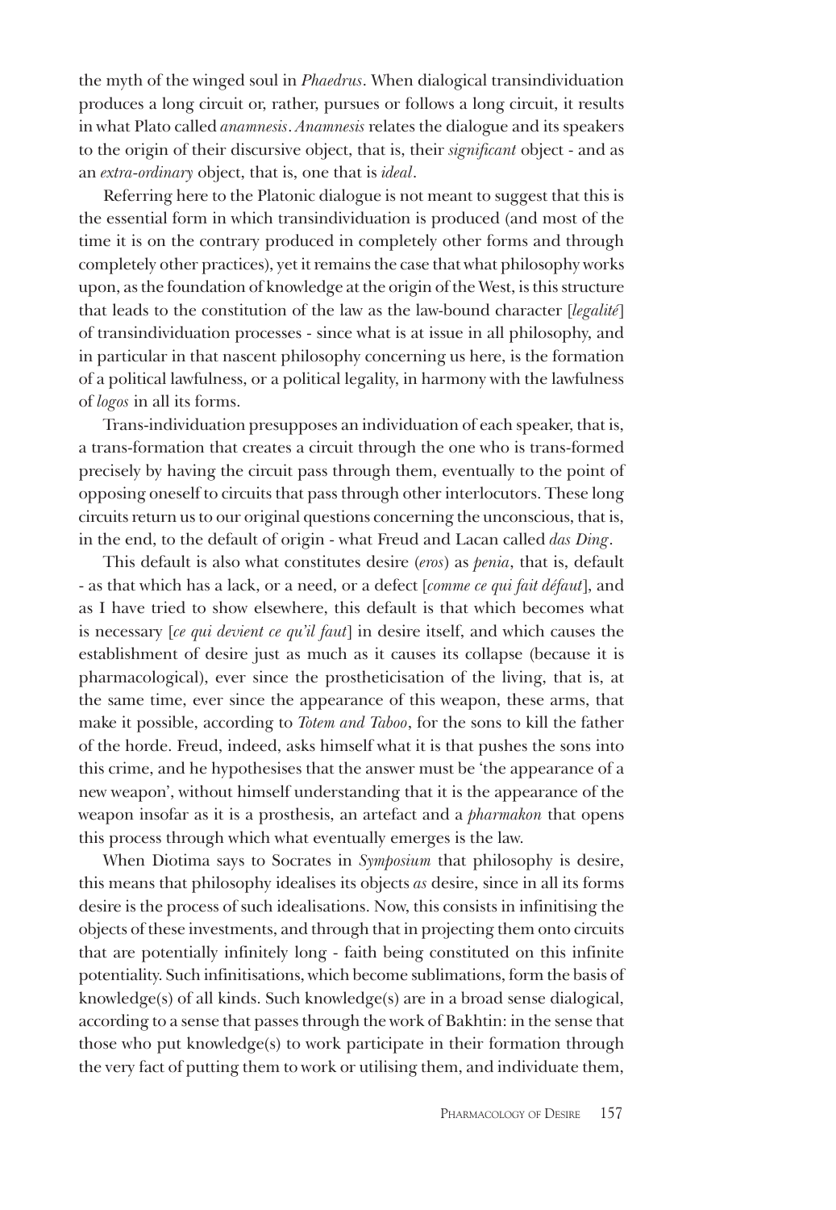the myth of the winged soul in *Phaedrus*. When dialogical transindividuation produces a long circuit or, rather, pursues or follows a long circuit, it results in what Plato called *anamnesis*. *Anamnesis* relates the dialogue and its speakers to the origin of their discursive object, that is, their *significant* object - and as an *extra-ordinary* object, that is, one that is *ideal*.

Referring here to the Platonic dialogue is not meant to suggest that this is the essential form in which transindividuation is produced (and most of the time it is on the contrary produced in completely other forms and through completely other practices), yet it remains the case that what philosophy works upon, as the foundation of knowledge at the origin of the West, is this structure that leads to the constitution of the law as the law-bound character [*legalité*] of transindividuation processes - since what is at issue in all philosophy, and in particular in that nascent philosophy concerning us here, is the formation of a political lawfulness, or a political legality, in harmony with the lawfulness of *logos* in all its forms.

Trans-individuation presupposes an individuation of each speaker, that is, a trans-formation that creates a circuit through the one who is trans-formed precisely by having the circuit pass through them, eventually to the point of opposing oneself to circuits that pass through other interlocutors. These long circuits return us to our original questions concerning the unconscious, that is, in the end, to the default of origin - what Freud and Lacan called *das Ding*.

This default is also what constitutes desire (*eros*) as *penia*, that is, default - as that which has a lack, or a need, or a defect [*comme ce qui fait défaut*], and as I have tried to show elsewhere, this default is that which becomes what is necessary [*ce qui devient ce qu'il faut*] in desire itself, and which causes the establishment of desire just as much as it causes its collapse (because it is pharmacological), ever since the prostheticisation of the living, that is, at the same time, ever since the appearance of this weapon, these arms, that make it possible, according to *Totem and Taboo*, for the sons to kill the father of the horde. Freud, indeed, asks himself what it is that pushes the sons into this crime, and he hypothesises that the answer must be 'the appearance of a new weapon', without himself understanding that it is the appearance of the weapon insofar as it is a prosthesis, an artefact and a *pharmakon* that opens this process through which what eventually emerges is the law.

When Diotima says to Socrates in *Symposium* that philosophy is desire, this means that philosophy idealises its objects *as* desire, since in all its forms desire is the process of such idealisations. Now, this consists in infinitising the objects of these investments, and through that in projecting them onto circuits that are potentially infinitely long - faith being constituted on this infinite potentiality. Such infinitisations, which become sublimations, form the basis of knowledge(s) of all kinds. Such knowledge(s) are in a broad sense dialogical, according to a sense that passes through the work of Bakhtin: in the sense that those who put knowledge(s) to work participate in their formation through the very fact of putting them to work or utilising them, and individuate them,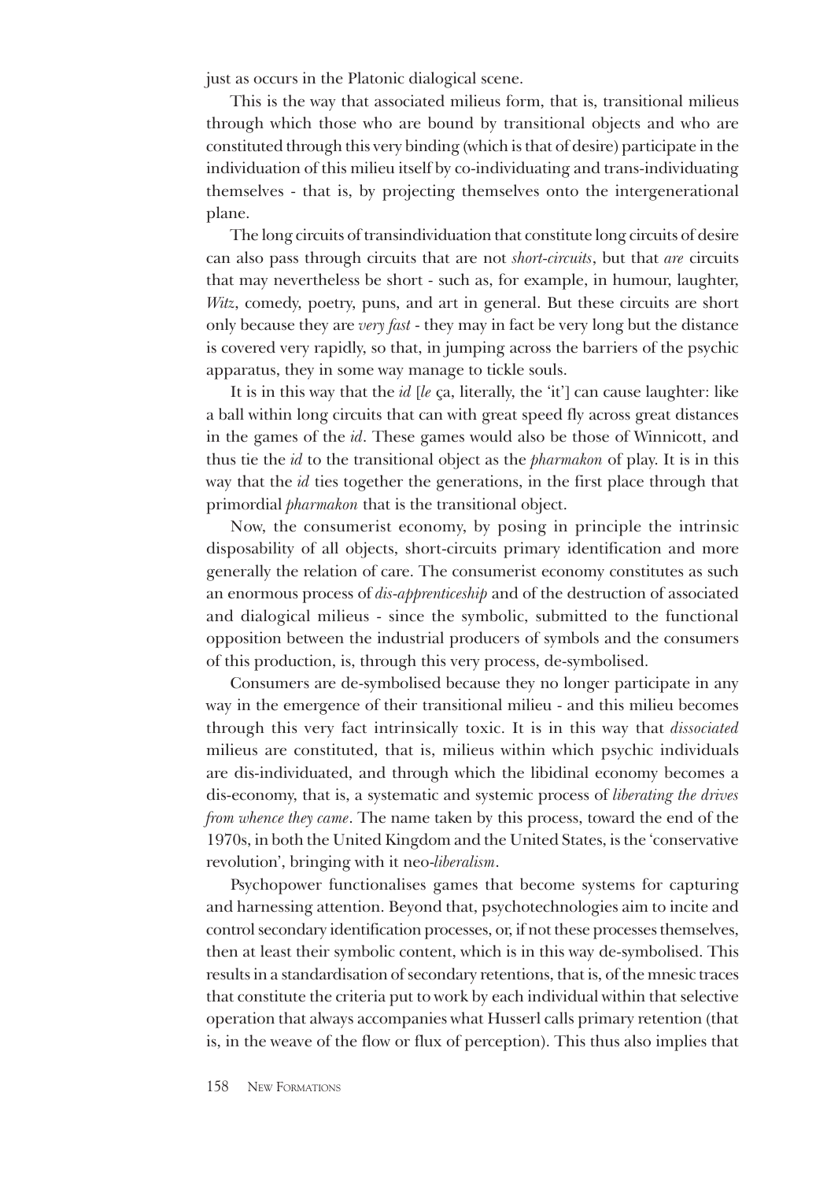just as occurs in the Platonic dialogical scene.

This is the way that associated milieus form, that is, transitional milieus through which those who are bound by transitional objects and who are constituted through this very binding (which is that of desire) participate in the individuation of this milieu itself by co-individuating and trans-individuating themselves - that is, by projecting themselves onto the intergenerational plane.

The long circuits of transindividuation that constitute long circuits of desire can also pass through circuits that are not *short-circuits*, but that *are* circuits that may nevertheless be short - such as, for example, in humour, laughter, *Witz*, comedy, poetry, puns, and art in general. But these circuits are short only because they are *very fast* - they may in fact be very long but the distance is covered very rapidly, so that, in jumping across the barriers of the psychic apparatus, they in some way manage to tickle souls.

It is in this way that the *id* [*le* ça, literally, the 'it'] can cause laughter: like a ball within long circuits that can with great speed fly across great distances in the games of the *id*. These games would also be those of Winnicott, and thus tie the *id* to the transitional object as the *pharmakon* of play. It is in this way that the *id* ties together the generations, in the first place through that primordial *pharmakon* that is the transitional object.

Now, the consumerist economy, by posing in principle the intrinsic disposability of all objects, short-circuits primary identification and more generally the relation of care. The consumerist economy constitutes as such an enormous process of *dis-apprenticeship* and of the destruction of associated and dialogical milieus - since the symbolic, submitted to the functional opposition between the industrial producers of symbols and the consumers of this production, is, through this very process, de-symbolised.

Consumers are de-symbolised because they no longer participate in any way in the emergence of their transitional milieu - and this milieu becomes through this very fact intrinsically toxic. It is in this way that *dissociated* milieus are constituted, that is, milieus within which psychic individuals are dis-individuated, and through which the libidinal economy becomes a dis-economy, that is, a systematic and systemic process of *liberating the drives from whence they came*. The name taken by this process, toward the end of the 1970s, in both the United Kingdom and the United States, is the 'conservative revolution', bringing with it neo-*liberalism*.

Psychopower functionalises games that become systems for capturing and harnessing attention. Beyond that, psychotechnologies aim to incite and control secondary identification processes, or, if not these processes themselves, then at least their symbolic content, which is in this way de-symbolised. This results in a standardisation of secondary retentions, that is, of the mnesic traces that constitute the criteria put to work by each individual within that selective operation that always accompanies what Husserl calls primary retention (that is, in the weave of the flow or flux of perception). This thus also implies that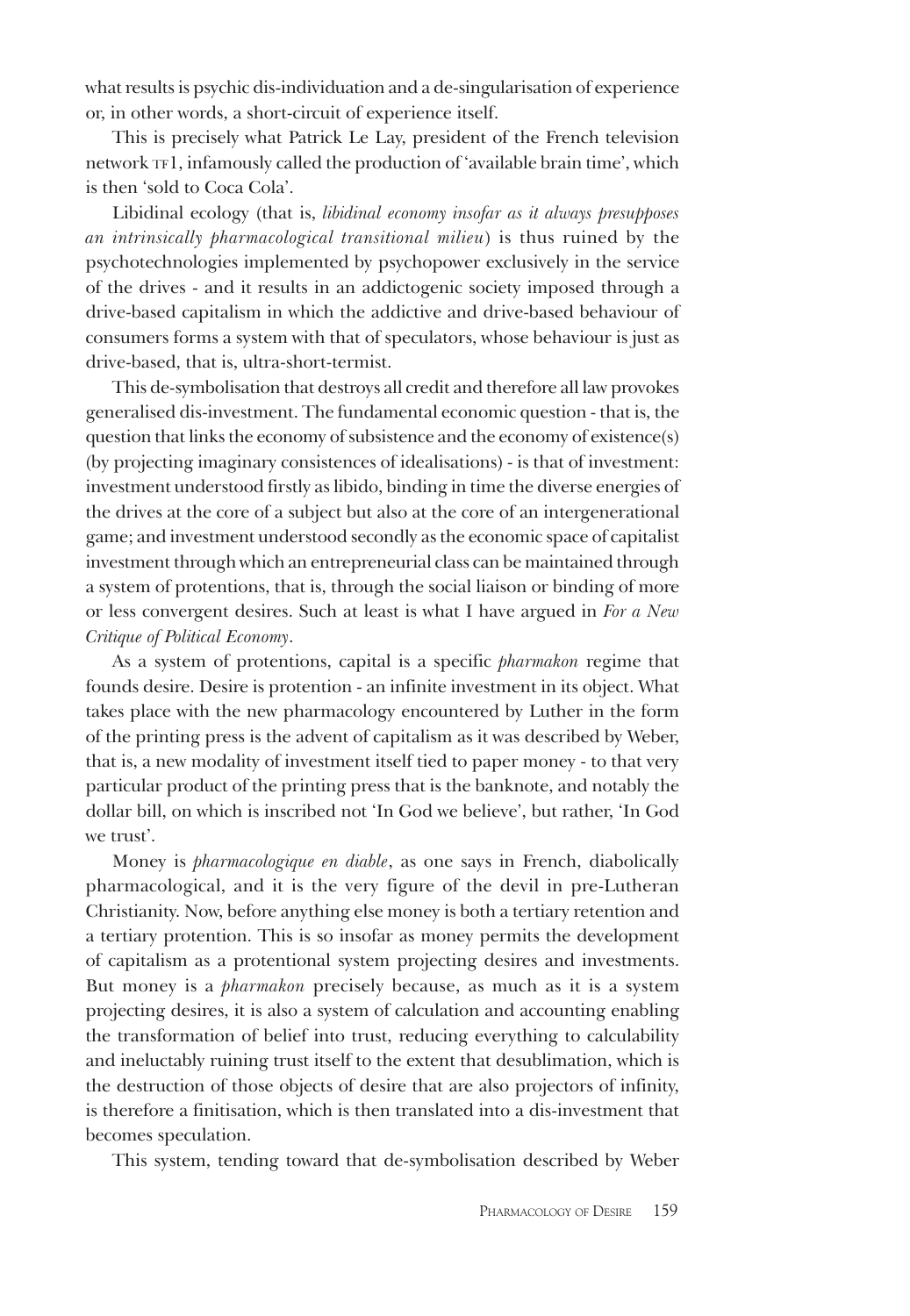what results is psychic dis-individuation and a de-singularisation of experience or, in other words, a short-circuit of experience itself.

This is precisely what Patrick Le Lay, president of the French television network TF1, infamously called the production of 'available brain time', which is then 'sold to Coca Cola'.

Libidinal ecology (that is, *libidinal economy insofar as it always presupposes an intrinsically pharmacological transitional milieu*) is thus ruined by the psychotechnologies implemented by psychopower exclusively in the service of the drives - and it results in an addictogenic society imposed through a drive-based capitalism in which the addictive and drive-based behaviour of consumers forms a system with that of speculators, whose behaviour is just as drive-based, that is, ultra-short-termist.

This de-symbolisation that destroys all credit and therefore all law provokes generalised dis-investment. The fundamental economic question - that is, the question that links the economy of subsistence and the economy of existence(s) (by projecting imaginary consistences of idealisations) - is that of investment: investment understood firstly as libido, binding in time the diverse energies of the drives at the core of a subject but also at the core of an intergenerational game; and investment understood secondly as the economic space of capitalist investment through which an entrepreneurial class can be maintained through a system of protentions, that is, through the social liaison or binding of more or less convergent desires. Such at least is what I have argued in *For a New Critique of Political Economy*.

As a system of protentions, capital is a specific *pharmakon* regime that founds desire. Desire is protention - an infinite investment in its object. What takes place with the new pharmacology encountered by Luther in the form of the printing press is the advent of capitalism as it was described by Weber, that is, a new modality of investment itself tied to paper money - to that very particular product of the printing press that is the banknote, and notably the dollar bill, on which is inscribed not 'In God we believe', but rather, 'In God we trust'.

Money is *pharmacologique en diable*, as one says in French, diabolically pharmacological, and it is the very figure of the devil in pre-Lutheran Christianity. Now, before anything else money is both a tertiary retention and a tertiary protention. This is so insofar as money permits the development of capitalism as a protentional system projecting desires and investments. But money is a *pharmakon* precisely because, as much as it is a system projecting desires, it is also a system of calculation and accounting enabling the transformation of belief into trust, reducing everything to calculability and ineluctably ruining trust itself to the extent that desublimation, which is the destruction of those objects of desire that are also projectors of infinity, is therefore a finitisation, which is then translated into a dis-investment that becomes speculation.

This system, tending toward that de-symbolisation described by Weber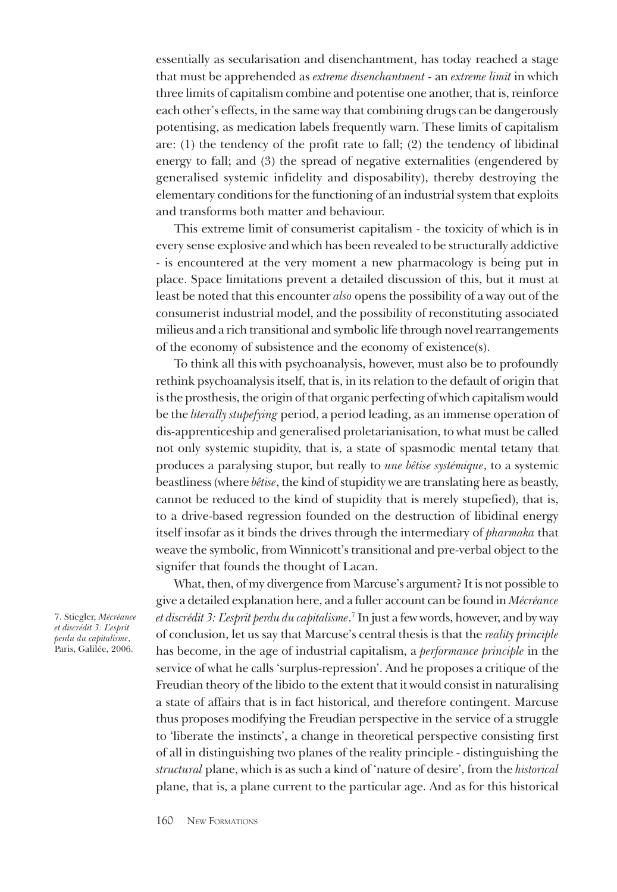essentially as secularisation and disenchantment, has today reached a stage that must be apprehended as *extreme disenchantment* - an *extreme limit* in which three limits of capitalism combine and potentise one another, that is, reinforce each other's effects, in the same way that combining drugs can be dangerously potentising, as medication labels frequently warn. These limits of capitalism are: (1) the tendency of the profit rate to fall; (2) the tendency of libidinal energy to fall; and (3) the spread of negative externalities (engendered by generalised systemic infidelity and disposability), thereby destroying the elementary conditions for the functioning of an industrial system that exploits and transforms both matter and behaviour.

This extreme limit of consumerist capitalism - the toxicity of which is in every sense explosive and which has been revealed to be structurally addictive - is encountered at the very moment a new pharmacology is being put in place. Space limitations prevent a detailed discussion of this, but it must at least be noted that this encounter *also* opens the possibility of a way out of the consumerist industrial model, and the possibility of reconstituting associated milieus and a rich transitional and symbolic life through novel rearrangements of the economy of subsistence and the economy of existence(s).

To think all this with psychoanalysis, however, must also be to profoundly rethink psychoanalysis itself, that is, in its relation to the default of origin that is the prosthesis, the origin of that organic perfecting of which capitalism would be the *literally stupefying* period, a period leading, as an immense operation of dis-apprenticeship and generalised proletarianisation, to what must be called not only systemic stupidity, that is, a state of spasmodic mental tetany that produces a paralysing stupor, but really to *une bêtise systémique*, to a systemic beastliness (where *bêtise*, the kind of stupidity we are translating here as beastly, cannot be reduced to the kind of stupidity that is merely stupefied), that is, to a drive-based regression founded on the destruction of libidinal energy itself insofar as it binds the drives through the intermediary of *pharmaka* that weave the symbolic, from Winnicott's transitional and pre-verbal object to the signifer that founds the thought of Lacan.

What, then, of my divergence from Marcuse's argument? It is not possible to give a detailed explanation here, and a fuller account can be found in *Mécréance et discrédit 3: L'esprit perdu du capitalisme*.[7] In just a few words, however, and by way of conclusion, let us say that Marcuse's central thesis is that the *reality principle* has become, in the age of industrial capitalism, a *performance principle* in the service of what he calls 'surplus-repression'. And he proposes a critique of the Freudian theory of the libido to the extent that it would consist in naturalising a state of affairs that is in fact historical, and therefore contingent. Marcuse thus proposes modifying the Freudian perspective in the service of a struggle to 'liberate the instincts', a change in theoretical perspective consisting first of all in distinguishing two planes of the reality principle - distinguishing the *structural* plane, which is as such a kind of 'nature of desire', from the *historical* plane, that is, a plane current to the particular age. And as for this historical

7. Stiegler, *Mécréance et discrédit 3: L'esprit perdu du capitalisme*, Paris, Galilée, 2006.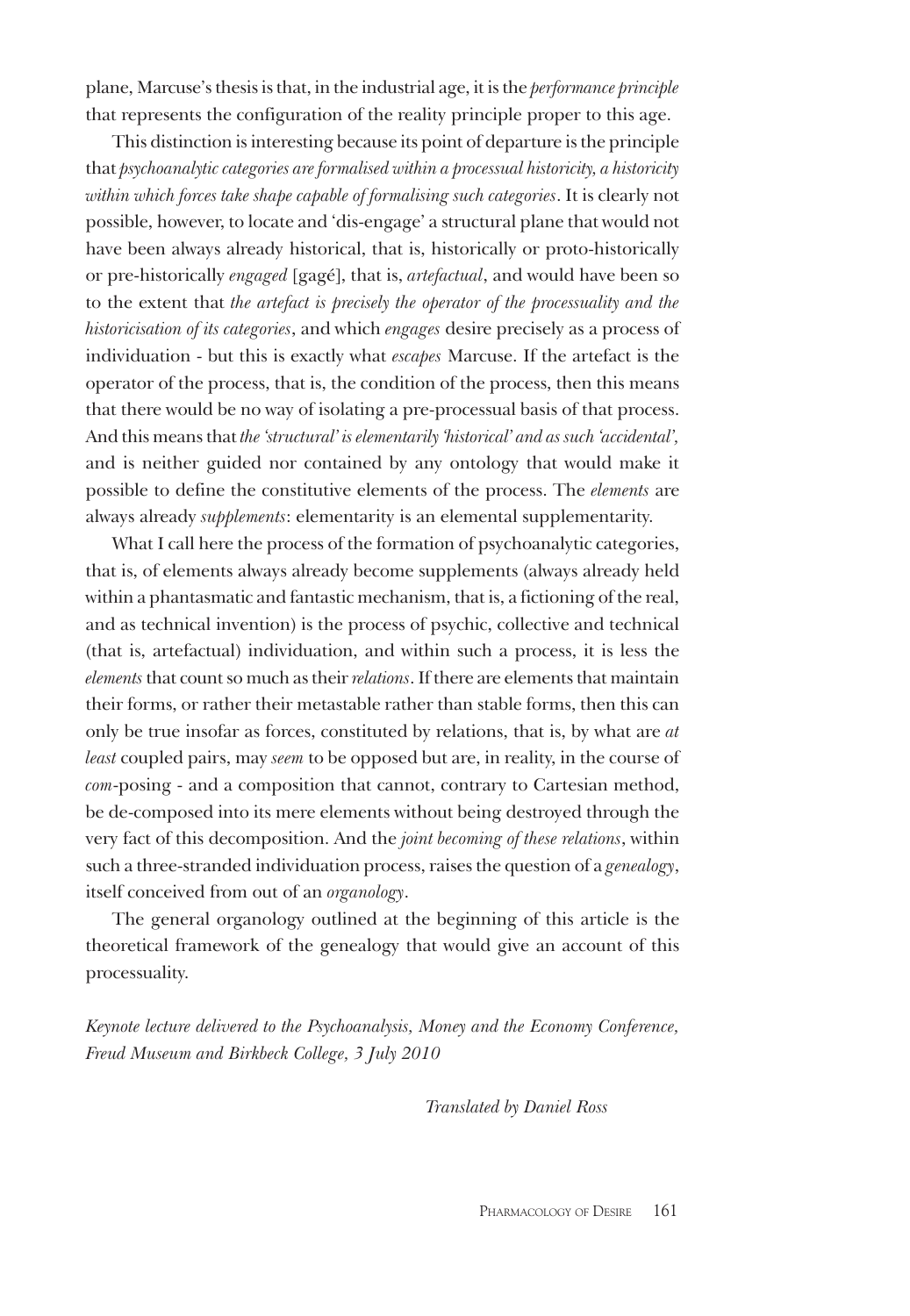plane, Marcuse's thesis is that, in the industrial age, it is the *performance principle* that represents the configuration of the reality principle proper to this age.

This distinction is interesting because its point of departure is the principle that *psychoanalytic categories are formalised within a processual historicity, a historicity within which forces take shape capable of formalising such categories*. It is clearly not possible, however, to locate and 'dis-engage' a structural plane that would not have been always already historical, that is, historically or proto-historically or pre-historically *engaged* [gagé], that is, *artefactual*, and would have been so to the extent that *the artefact is precisely the operator of the processuality and the historicisation of its categories*, and which *engages* desire precisely as a process of individuation - but this is exactly what *escapes* Marcuse. If the artefact is the operator of the process, that is, the condition of the process, then this means that there would be no way of isolating a pre-processual basis of that process. And this means that *the 'structural' is elementarily 'historical' and as such 'accidental'*, and is neither guided nor contained by any ontology that would make it possible to define the constitutive elements of the process. The *elements* are always already *supplements*: elementarity is an elemental supplementarity.

What I call here the process of the formation of psychoanalytic categories, that is, of elements always already become supplements (always already held within a phantasmatic and fantastic mechanism, that is, a fictioning of the real, and as technical invention) is the process of psychic, collective and technical (that is, artefactual) individuation, and within such a process, it is less the *elements* that count so much as their *relations*. If there are elements that maintain their forms, or rather their metastable rather than stable forms, then this can only be true insofar as forces, constituted by relations, that is, by what are *at least* coupled pairs, may *seem* to be opposed but are, in reality, in the course of *com*-posing - and a composition that cannot, contrary to Cartesian method, be de-composed into its mere elements without being destroyed through the very fact of this decomposition. And the *joint becoming of these relations*, within such a three-stranded individuation process, raises the question of a *genealogy*, itself conceived from out of an *organology*.

The general organology outlined at the beginning of this article is the theoretical framework of the genealogy that would give an account of this processuality.

*Keynote lecture delivered to the Psychoanalysis, Money and the Economy Conference, Freud Museum and Birkbeck College, 3 July 2010*

*Translated by Daniel Ross*